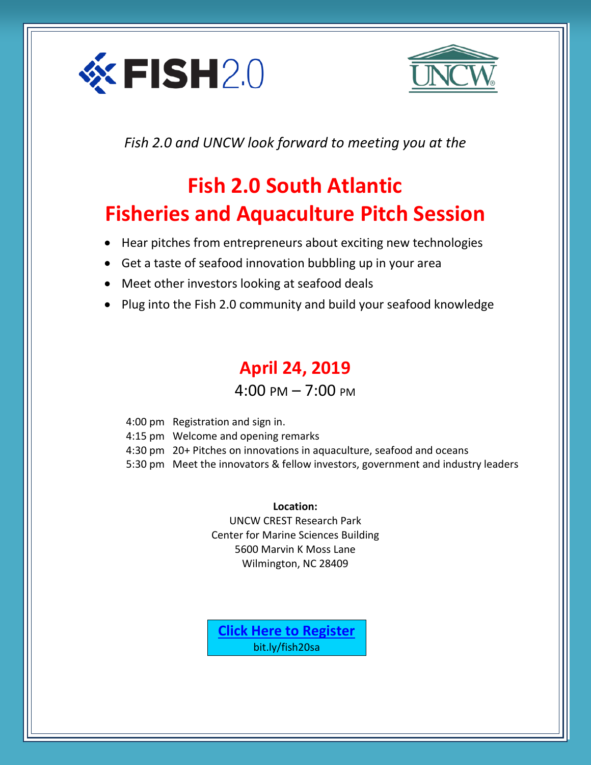FISH2.0

UNCW

*Fish 2.0 and UNCW look forward to meeting you at the*

# Fish 2.0 South Atlantic Fisheries and Aquaculture Pitch Session

- Hear pitches from entrepreneurs about exciting new technologies
- Get a taste of seafood innovation bubbling up in your area
- Meet other investors looking at seafood deals
- Plug into the Fish 2.0 community and build your seafood knowledge

## April 24, 2019

4:00 PM – 7:00 PM

4:00 pm Registration and sign in.
4:15 pm Welcome and opening remarks
4:30 pm 20+ Pitches on innovations in aquaculture, seafood and oceans
5:30 pm Meet the innovators & fellow investors, government and industry leaders

**Location:**
UNCW CREST Research Park
Center for Marine Sciences Building
5600 Marvin K Moss Lane
Wilmington, NC 28409

**Click Here to Register**
bit.ly/fish20sa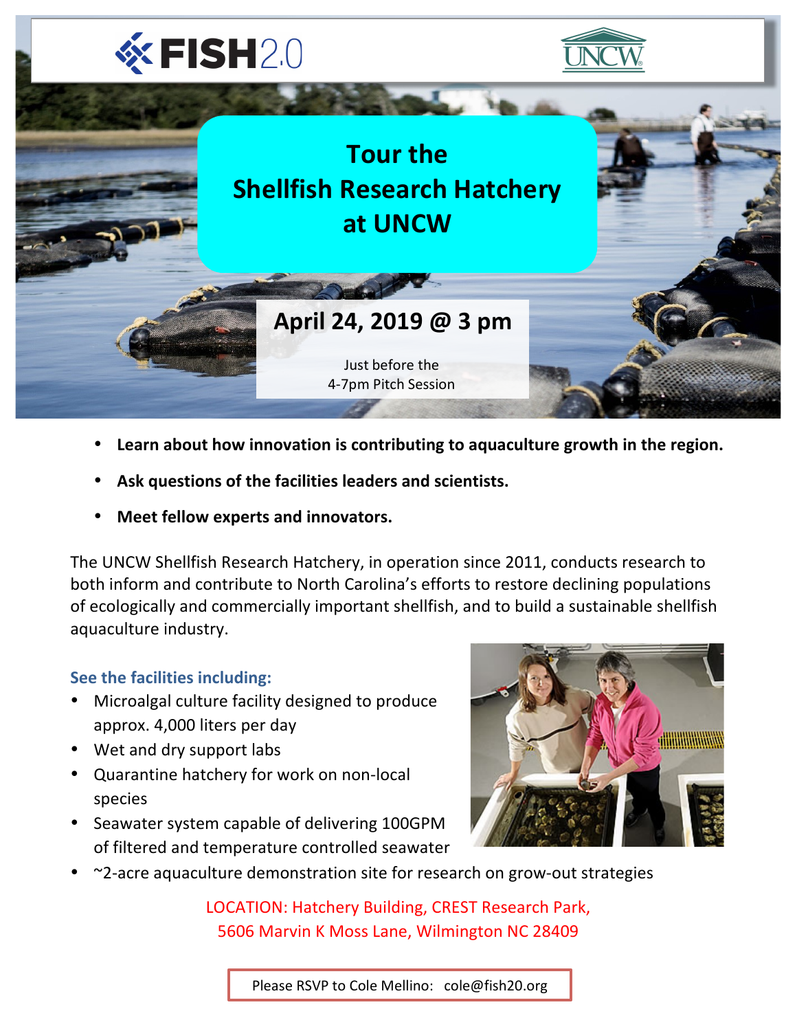FISH2.0

UNCW

# Tour the Shellfish Research Hatchery at UNCW

## April 24, 2019 @ 3 pm

Just before the
4-7pm Pitch Session

- **Learn about how innovation is contributing to aquaculture growth in the region.**
- **Ask questions of the facilities leaders and scientists.**
- **Meet fellow experts and innovators.**

The UNCW Shellfish Research Hatchery, in operation since 2011, conducts research to both inform and contribute to North Carolina's efforts to restore declining populations of ecologically and commercially important shellfish, and to build a sustainable shellfish aquaculture industry.

### See the facilities including:

- Microalgal culture facility designed to produce approx. 4,000 liters per day
- Wet and dry support labs
- Quarantine hatchery for work on non-local species
- Seawater system capable of delivering 100GPM of filtered and temperature controlled seawater
- ~2-acre aquaculture demonstration site for research on grow-out strategies

LOCATION: Hatchery Building, CREST Research Park,
5606 Marvin K Moss Lane, Wilmington NC 28409

Please RSVP to Cole Mellino: cole@fish20.org